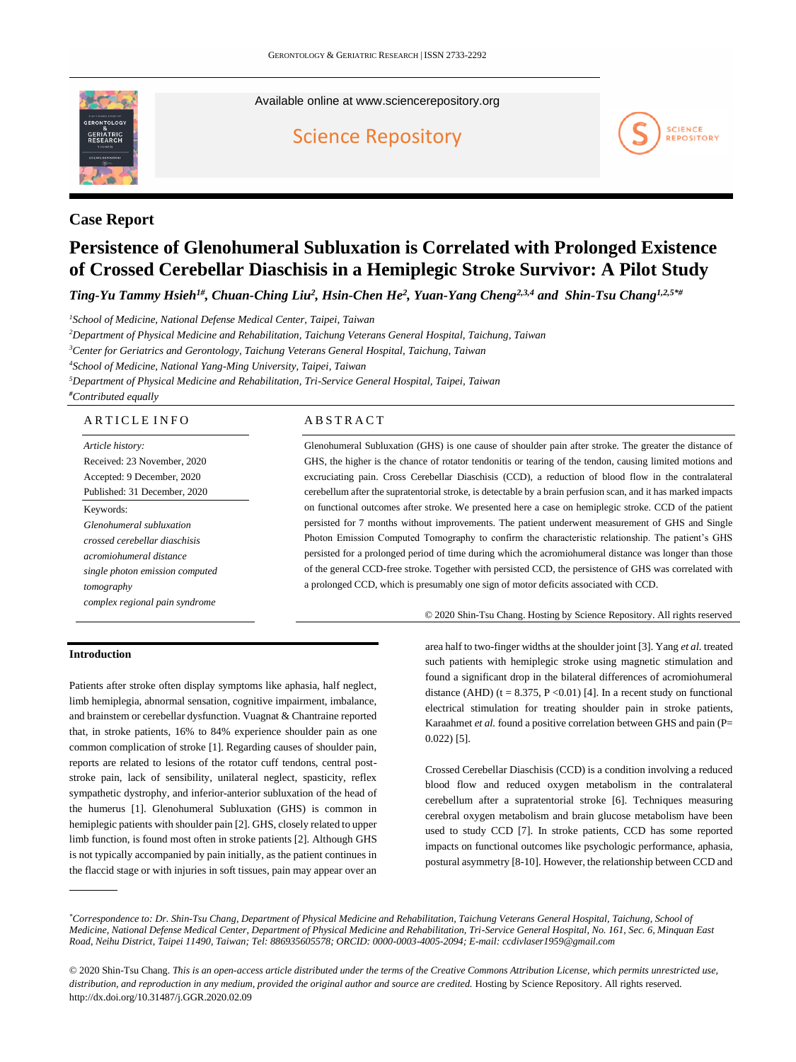Available online at www.sciencerepository.org

Science Repository

## Case Report

# Persistence of Glenohumeral Subluxation is Correlated with Prolonged Existence of Crossed Cerebellar Diaschisis in a Hemiplegic Stroke Survivor: A Pilot Study

*Ting-Yu Tammy Hsieh[1#], Chuan-Ching Liu[2], Hsin-Chen He[2], Yuan-Yang Cheng[2,3,4] and Shin-Tsu Chang[1,2,5*#]*

[1]*School of Medicine, National Defense Medical Center, Taipei, Taiwan*

[2]*Department of Physical Medicine and Rehabilitation, Taichung Veterans General Hospital, Taichung, Taiwan*

[3]*Center for Geriatrics and Gerontology, Taichung Veterans General Hospital, Taichung, Taiwan*

[4]*School of Medicine, National Yang-Ming University, Taipei, Taiwan*

[5]*Department of Physical Medicine and Rehabilitation, Tri-Service General Hospital, Taipei, Taiwan*

[#]*Contributed equally*

### ARTICLE INFO

*Article history:*
Received: 23 November, 2020
Accepted: 9 December, 2020
Published: 31 December, 2020

Keywords:
*Glenohumeral subluxation*
*crossed cerebellar diaschisis*
*acromiohumeral distance*
*single photon emission computed tomography*
*complex regional pain syndrome*

### ABSTRACT

Glenohumeral Subluxation (GHS) is one cause of shoulder pain after stroke. The greater the distance of GHS, the higher is the chance of rotator tendonitis or tearing of the tendon, causing limited motions and excruciating pain. Cross Cerebellar Diaschisis (CCD), a reduction of blood flow in the contralateral cerebellum after the supratentorial stroke, is detectable by a brain perfusion scan, and it has marked impacts on functional outcomes after stroke. We presented here a case on hemiplegic stroke. CCD of the patient persisted for 7 months without improvements. The patient underwent measurement of GHS and Single Photon Emission Computed Tomography to confirm the characteristic relationship. The patient's GHS persisted for a prolonged period of time during which the acromiohumeral distance was longer than those of the general CCD-free stroke. Together with persisted CCD, the persistence of GHS was correlated with a prolonged CCD, which is presumably one sign of motor deficits associated with CCD.

© 2020 Shin-Tsu Chang. Hosting by Science Repository. All rights reserved

### Introduction

Patients after stroke often display symptoms like aphasia, half neglect, limb hemiplegia, abnormal sensation, cognitive impairment, imbalance, and brainstem or cerebellar dysfunction. Vuagnat & Chantraine reported that, in stroke patients, 16% to 84% experience shoulder pain as one common complication of stroke [1]. Regarding causes of shoulder pain, reports are related to lesions of the rotator cuff tendons, central post-stroke pain, lack of sensibility, unilateral neglect, spasticity, reflex sympathetic dystrophy, and inferior-anterior subluxation of the head of the humerus [1]. Glenohumeral Subluxation (GHS) is common in hemiplegic patients with shoulder pain [2]. GHS, closely related to upper limb function, is found most often in stroke patients [2]. Although GHS is not typically accompanied by pain initially, as the patient continues in the flaccid stage or with injuries in soft tissues, pain may appear over an area half to two-finger widths at the shoulder joint [3]. Yang *et al.* treated such patients with hemiplegic stroke using magnetic stimulation and found a significant drop in the bilateral differences of acromiohumeral distance (AHD) ($t = 8.375$, $P < 0.01$) [4]. In a recent study on functional electrical stimulation for treating shoulder pain in stroke patients, Karaahmet *et al.* found a positive correlation between GHS and pain ($P = 0.022$) [5].

Crossed Cerebellar Diaschisis (CCD) is a condition involving a reduced blood flow and reduced oxygen metabolism in the contralateral cerebellum after a supratentorial stroke [6]. Techniques measuring cerebral oxygen metabolism and brain glucose metabolism have been used to study CCD [7]. In stroke patients, CCD has some reported impacts on functional outcomes like psychologic performance, aphasia, postural asymmetry [8-10]. However, the relationship between CCD and

*Correspondence to: Dr. Shin-Tsu Chang, Department of Physical Medicine and Rehabilitation, Taichung Veterans General Hospital, Taichung, School of Medicine, National Defense Medical Center, Department of Physical Medicine and Rehabilitation, Tri-Service General Hospital, No. 161, Sec. 6, Minquan East Road, Neihu District, Taipei 11490, Taiwan; Tel: 886935605578; ORCID: 0000-0003-4005-2094; E-mail: ccdivlaser1959@gmail.com*

© 2020 Shin-Tsu Chang. *This is an open-access article distributed under the terms of the Creative Commons Attribution License, which permits unrestricted use, distribution, and reproduction in any medium, provided the original author and source are credited.* Hosting by Science Repository. All rights reserved.
http://dx.doi.org/10.31487/j.GGR.2020.02.09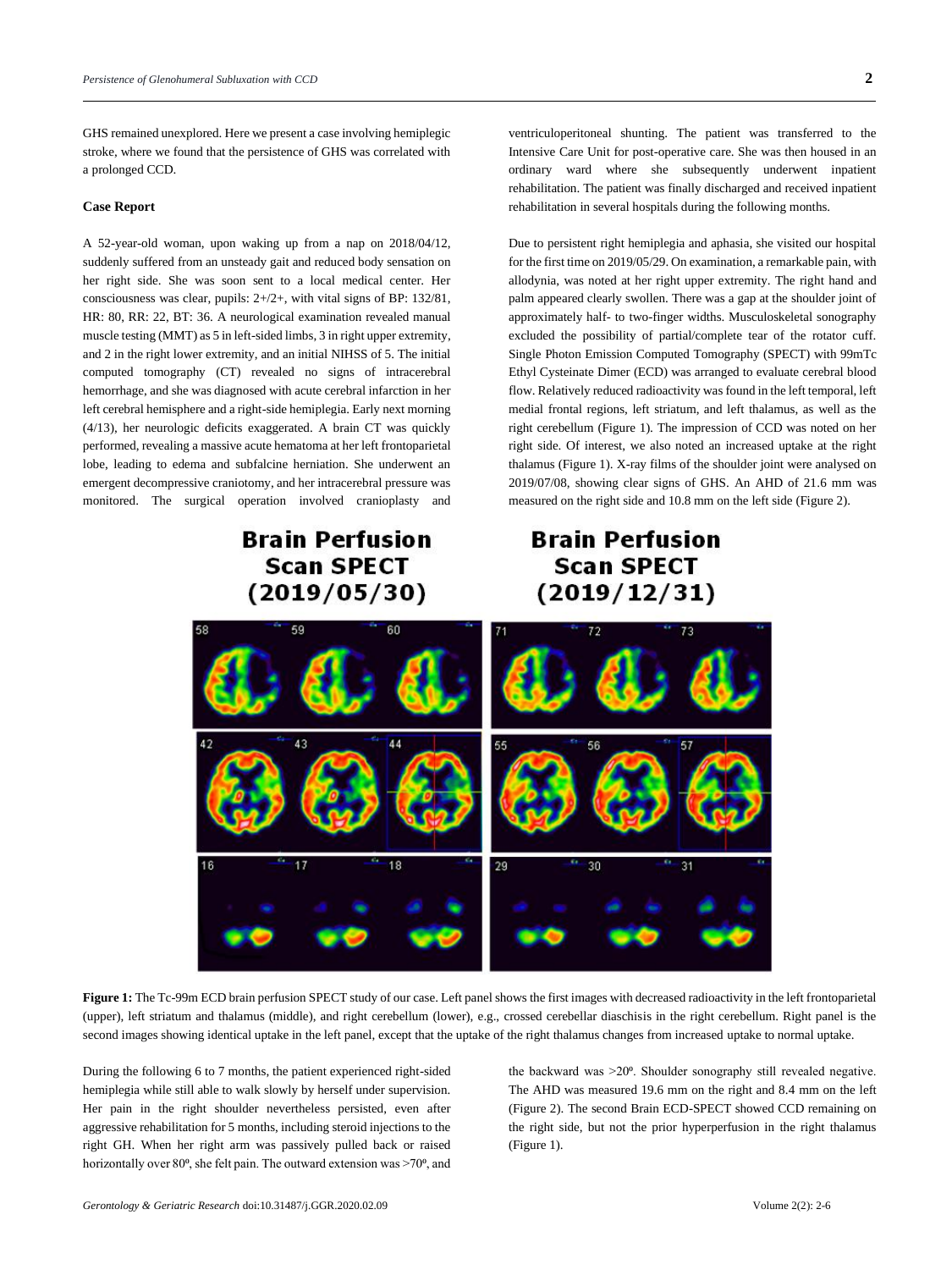GHS remained unexplored. Here we present a case involving hemiplegic stroke, where we found that the persistence of GHS was correlated with a prolonged CCD.

### Case Report

A 52-year-old woman, upon waking up from a nap on 2018/04/12, suddenly suffered from an unsteady gait and reduced body sensation on her right side. She was soon sent to a local medical center. Her consciousness was clear, pupils: 2+/2+, with vital signs of BP: 132/81, HR: 80, RR: 22, BT: 36. A neurological examination revealed manual muscle testing (MMT) as 5 in left-sided limbs, 3 in right upper extremity, and 2 in the right lower extremity, and an initial NIHSS of 5. The initial computed tomography (CT) revealed no signs of intracerebral hemorrhage, and she was diagnosed with acute cerebral infarction in her left cerebral hemisphere and a right-side hemiplegia. Early next morning (4/13), her neurologic deficits exaggerated. A brain CT was quickly performed, revealing a massive acute hematoma at her left frontoparietal lobe, leading to edema and subfalcine herniation. She underwent an emergent decompressive craniotomy, and her intracerebral pressure was monitored. The surgical operation involved cranioplasty and ventriculoperitoneal shunting. The patient was transferred to the Intensive Care Unit for post-operative care. She was then housed in an ordinary ward where she subsequently underwent inpatient rehabilitation. The patient was finally discharged and received inpatient rehabilitation in several hospitals during the following months.

Due to persistent right hemiplegia and aphasia, she visited our hospital for the first time on 2019/05/29. On examination, a remarkable pain, with allodynia, was noted at her right upper extremity. The right hand and palm appeared clearly swollen. There was a gap at the shoulder joint of approximately half- to two-finger widths. Musculoskeletal sonography excluded the possibility of partial/complete tear of the rotator cuff. Single Photon Emission Computed Tomography (SPECT) with 99mTc Ethyl Cysteinate Dimer (ECD) was arranged to evaluate cerebral blood flow. Relatively reduced radioactivity was found in the left temporal, left medial frontal regions, left striatum, and left thalamus, as well as the right cerebellum (Figure 1). The impression of CCD was noted on her right side. Of interest, we also noted an increased uptake at the right thalamus (Figure 1). X-ray films of the shoulder joint were analysed on 2019/07/08, showing clear signs of GHS. An AHD of 21.6 mm was measured on the right side and 10.8 mm on the left side (Figure 2).

**Figure 1:** The Tc-99m ECD brain perfusion SPECT study of our case. Left panel shows the first images with decreased radioactivity in the left frontoparietal (upper), left striatum and thalamus (middle), and right cerebellum (lower), e.g., crossed cerebellar diaschisis in the right cerebellum. Right panel is the second images showing identical uptake in the left panel, except that the uptake of the right thalamus changes from increased uptake to normal uptake.

During the following 6 to 7 months, the patient experienced right-sided hemiplegia while still able to walk slowly by herself under supervision. Her pain in the right shoulder nevertheless persisted, even after aggressive rehabilitation for 5 months, including steroid injections to the right GH. When her right arm was passively pulled back or raised horizontally over 80º, she felt pain. The outward extension was >70º, and the backward was >20º. Shoulder sonography still revealed negative. The AHD was measured 19.6 mm on the right and 8.4 mm on the left (Figure 2). The second Brain ECD-SPECT showed CCD remaining on the right side, but not the prior hyperperfusion in the right thalamus (Figure 1).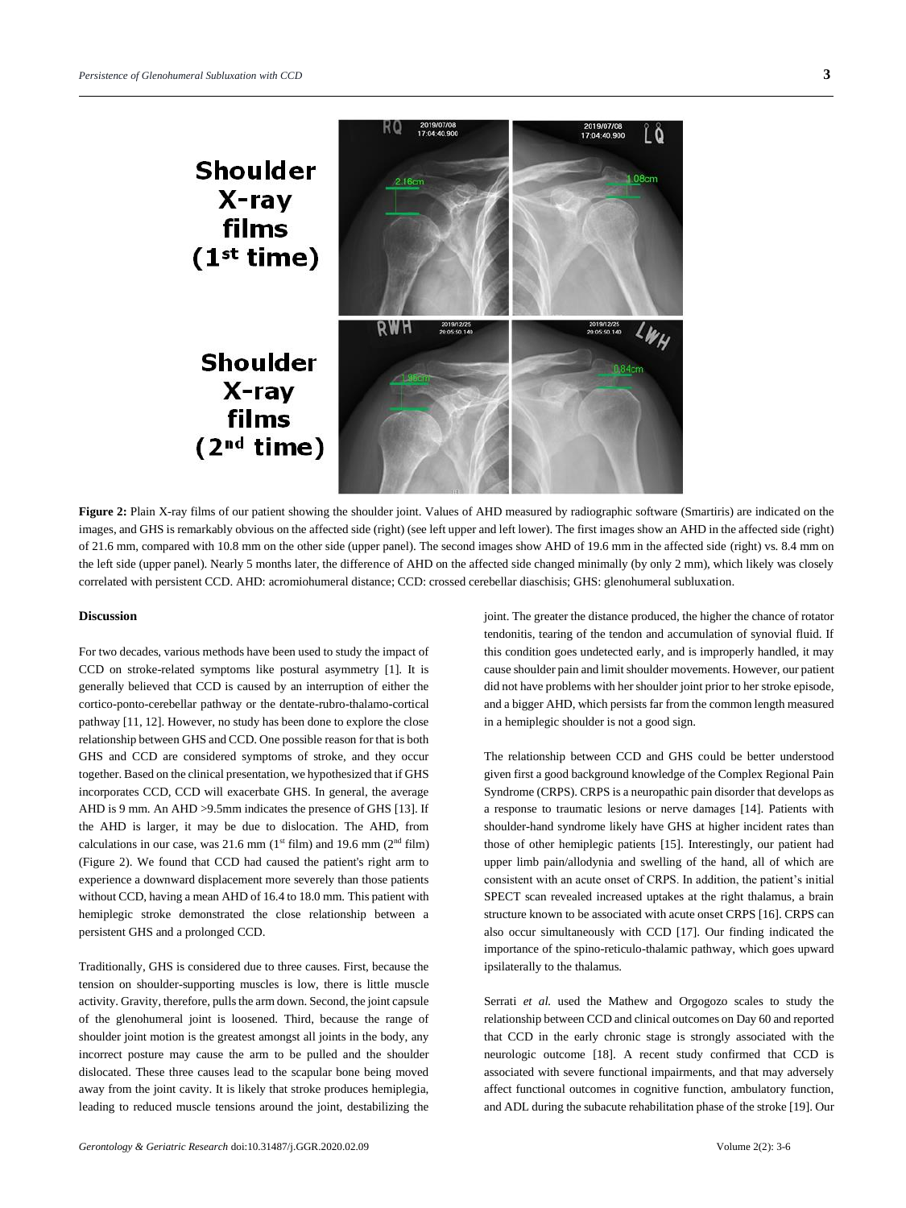Shoulder X-ray films (1st time)

Shoulder X-ray films (2nd time)

RQ 2019/07/08 17:04:40.900

2.16cm

2019/07/08 17:04:40.900 LQ

1.08cm

RWH 2019/12/25 20:05:50.140

1.96cm

2019/12/25 20:05:50.140 LWH

0.84cm

**Figure 2:** Plain X-ray films of our patient showing the shoulder joint. Values of AHD measured by radiographic software (Smartiris) are indicated on the images, and GHS is remarkably obvious on the affected side (right) (see left upper and left lower). The first images show an AHD in the affected side (right) of 21.6 mm, compared with 10.8 mm on the other side (upper panel). The second images show AHD of 19.6 mm in the affected side (right) vs. 8.4 mm on the left side (upper panel). Nearly 5 months later, the difference of AHD on the affected side changed minimally (by only 2 mm), which likely was closely correlated with persistent CCD. AHD: acromiohumeral distance; CCD: crossed cerebellar diaschisis; GHS: glenohumeral subluxation.

## Discussion

For two decades, various methods have been used to study the impact of CCD on stroke-related symptoms like postural asymmetry [1]. It is generally believed that CCD is caused by an interruption of either the cortico-ponto-cerebellar pathway or the dentate-rubro-thalamo-cortical pathway [11, 12]. However, no study has been done to explore the close relationship between GHS and CCD. One possible reason for that is both GHS and CCD are considered symptoms of stroke, and they occur together. Based on the clinical presentation, we hypothesized that if GHS incorporates CCD, CCD will exacerbate GHS. In general, the average AHD is 9 mm. An AHD >9.5mm indicates the presence of GHS [13]. If the AHD is larger, it may be due to dislocation. The AHD, from calculations in our case, was 21.6 mm (1st film) and 19.6 mm (2nd film) (Figure 2). We found that CCD had caused the patient's right arm to experience a downward displacement more severely than those patients without CCD, having a mean AHD of 16.4 to 18.0 mm. This patient with hemiplegic stroke demonstrated the close relationship between a persistent GHS and a prolonged CCD.

Traditionally, GHS is considered due to three causes. First, because the tension on shoulder-supporting muscles is low, there is little muscle activity. Gravity, therefore, pulls the arm down. Second, the joint capsule of the glenohumeral joint is loosened. Third, because the range of shoulder joint motion is the greatest amongst all joints in the body, any incorrect posture may cause the arm to be pulled and the shoulder dislocated. These three causes lead to the scapular bone being moved away from the joint cavity. It is likely that stroke produces hemiplegia, leading to reduced muscle tensions around the joint, destabilizing the joint. The greater the distance produced, the higher the chance of rotator tendonitis, tearing of the tendon and accumulation of synovial fluid. If this condition goes undetected early, and is improperly handled, it may cause shoulder pain and limit shoulder movements. However, our patient did not have problems with her shoulder joint prior to her stroke episode, and a bigger AHD, which persists far from the common length measured in a hemiplegic shoulder is not a good sign.

The relationship between CCD and GHS could be better understood given first a good background knowledge of the Complex Regional Pain Syndrome (CRPS). CRPS is a neuropathic pain disorder that develops as a response to traumatic lesions or nerve damages [14]. Patients with shoulder-hand syndrome likely have GHS at higher incident rates than those of other hemiplegic patients [15]. Interestingly, our patient had upper limb pain/allodynia and swelling of the hand, all of which are consistent with an acute onset of CRPS. In addition, the patient's initial SPECT scan revealed increased uptakes at the right thalamus, a brain structure known to be associated with acute onset CRPS [16]. CRPS can also occur simultaneously with CCD [17]. Our finding indicated the importance of the spino-reticulo-thalamic pathway, which goes upward ipsilaterally to the thalamus.

Serrati *et al.* used the Mathew and Orgogozo scales to study the relationship between CCD and clinical outcomes on Day 60 and reported that CCD in the early chronic stage is strongly associated with the neurologic outcome [18]. A recent study confirmed that CCD is associated with severe functional impairments, and that may adversely affect functional outcomes in cognitive function, ambulatory function, and ADL during the subacute rehabilitation phase of the stroke [19]. Our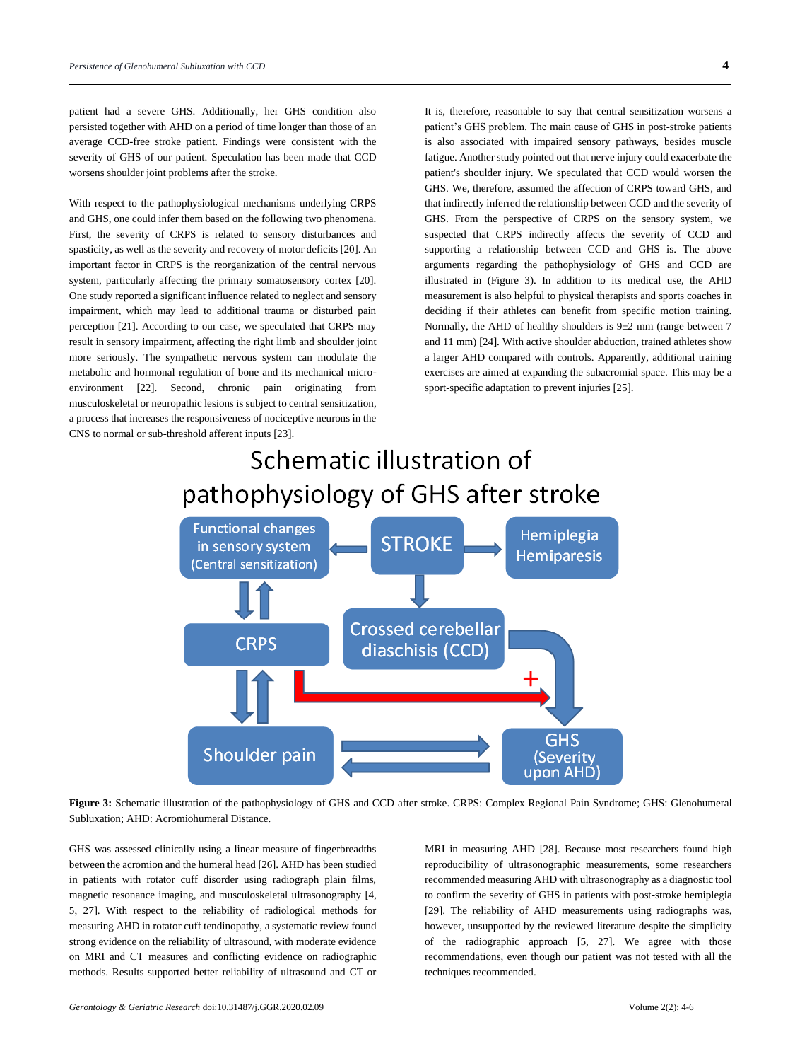patient had a severe GHS. Additionally, her GHS condition also persisted together with AHD on a period of time longer than those of an average CCD-free stroke patient. Findings were consistent with the severity of GHS of our patient. Speculation has been made that CCD worsens shoulder joint problems after the stroke.

With respect to the pathophysiological mechanisms underlying CRPS and GHS, one could infer them based on the following two phenomena. First, the severity of CRPS is related to sensory disturbances and spasticity, as well as the severity and recovery of motor deficits [20]. An important factor in CRPS is the reorganization of the central nervous system, particularly affecting the primary somatosensory cortex [20]. One study reported a significant influence related to neglect and sensory impairment, which may lead to additional trauma or disturbed pain perception [21]. According to our case, we speculated that CRPS may result in sensory impairment, affecting the right limb and shoulder joint more seriously. The sympathetic nervous system can modulate the metabolic and hormonal regulation of bone and its mechanical micro-environment [22]. Second, chronic pain originating from musculoskeletal or neuropathic lesions is subject to central sensitization, a process that increases the responsiveness of nociceptive neurons in the CNS to normal or sub-threshold afferent inputs [23].

It is, therefore, reasonable to say that central sensitization worsens a patient's GHS problem. The main cause of GHS in post-stroke patients is also associated with impaired sensory pathways, besides muscle fatigue. Another study pointed out that nerve injury could exacerbate the patient's shoulder injury. We speculated that CCD would worsen the GHS. We, therefore, assumed the affection of CRPS toward GHS, and that indirectly inferred the relationship between CCD and the severity of GHS. From the perspective of CRPS on the sensory system, we suspected that CRPS indirectly affects the severity of CCD and supporting a relationship between CCD and GHS is. The above arguments regarding the pathophysiology of GHS and CCD are illustrated in (Figure 3). In addition to its medical use, the AHD measurement is also helpful to physical therapists and sports coaches in deciding if their athletes can benefit from specific motion training. Normally, the AHD of healthy shoulders is 9±2 mm (range between 7 and 11 mm) [24]. With active shoulder abduction, trained athletes show a larger AHD compared with controls. Apparently, additional training exercises are aimed at expanding the subacromial space. This may be a sport-specific adaptation to prevent injuries [25].

Schematic illustration of pathophysiology of GHS after stroke

Functional changes in sensory system (Central sensitization)

STROKE

Hemiplegia Hemiparesis

CRPS

Crossed cerebellar diaschisis (CCD)

+

Shoulder pain

GHS (Severity upon AHD)

**Figure 3:** Schematic illustration of the pathophysiology of GHS and CCD after stroke. CRPS: Complex Regional Pain Syndrome; GHS: Glenohumeral Subluxation; AHD: Acromiohumeral Distance.

GHS was assessed clinically using a linear measure of fingerbreadths between the acromion and the humeral head [26]. AHD has been studied in patients with rotator cuff disorder using radiograph plain films, magnetic resonance imaging, and musculoskeletal ultrasonography [4, 5, 27]. With respect to the reliability of radiological methods for measuring AHD in rotator cuff tendinopathy, a systematic review found strong evidence on the reliability of ultrasound, with moderate evidence on MRI and CT measures and conflicting evidence on radiographic methods. Results supported better reliability of ultrasound and CT or MRI in measuring AHD [28]. Because most researchers found high reproducibility of ultrasonographic measurements, some researchers recommended measuring AHD with ultrasonography as a diagnostic tool to confirm the severity of GHS in patients with post-stroke hemiplegia [29]. The reliability of AHD measurements using radiographs was, however, unsupported by the reviewed literature despite the simplicity of the radiographic approach [5, 27]. We agree with those recommendations, even though our patient was not tested with all the techniques recommended.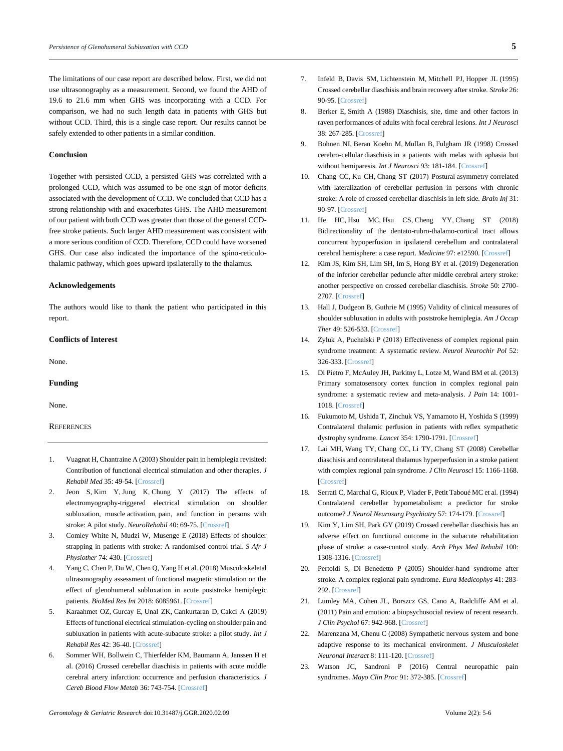The limitations of our case report are described below. First, we did not use ultrasonography as a measurement. Second, we found the AHD of 19.6 to 21.6 mm when GHS was incorporating with a CCD. For comparison, we had no such length data in patients with GHS but without CCD. Third, this is a single case report. Our results cannot be safely extended to other patients in a similar condition.

## Conclusion

Together with persisted CCD, a persisted GHS was correlated with a prolonged CCD, which was assumed to be one sign of motor deficits associated with the development of CCD. We concluded that CCD has a strong relationship with and exacerbates GHS. The AHD measurement of our patient with both CCD was greater than those of the general CCD-free stroke patients. Such larger AHD measurement was consistent with a more serious condition of CCD. Therefore, CCD could have worsened GHS. Our case also indicated the importance of the spino-reticulo-thalamic pathway, which goes upward ipsilaterally to the thalamus.

## Acknowledgements

The authors would like to thank the patient who participated in this report.

## Conflicts of Interest

None.

## Funding

None.

## References

1. Vuagnat H, Chantraine A (2003) Shoulder pain in hemiplegia revisited: Contribution of functional electrical stimulation and other therapies. *J Rehabil Med* 35: 49-54. [Crossref]
2. Jeon S, Kim Y, Jung K, Chung Y (2017) The effects of electromyography-triggered electrical stimulation on shoulder subluxation, muscle activation, pain, and function in persons with stroke: A pilot study. *NeuroRehabil* 40: 69-75. [Crossref]
3. Comley White N, Mudzi W, Musenge E (2018) Effects of shoulder strapping in patients with stroke: A randomised control trial. *S Afr J Physiother* 74: 430. [Crossref]
4. Yang C, Chen P, Du W, Chen Q, Yang H et al. (2018) Musculoskeletal ultrasonography assessment of functional magnetic stimulation on the effect of glenohumeral subluxation in acute poststroke hemiplegic patients. *BioMed Res Int* 2018: 6085961. [Crossref]
5. Karaahmet OZ, Gurcay E, Unal ZK, Cankurtaran D, Cakci A (2019) Effects of functional electrical stimulation-cycling on shoulder pain and subluxation in patients with acute-subacute stroke: a pilot study. *Int J Rehabil Res* 42: 36-40. [Crossref]
6. Sommer WH, Bollwein C, Thierfelder KM, Baumann A, Janssen H et al. (2016) Crossed cerebellar diaschisis in patients with acute middle cerebral artery infarction: occurrence and perfusion characteristics. *J Cereb Blood Flow Metab* 36: 743-754. [Crossref]
7. Infeld B, Davis SM, Lichtenstein M, Mitchell PJ, Hopper JL (1995) Crossed cerebellar diaschisis and brain recovery after stroke. *Stroke* 26: 90-95. [Crossref]
8. Berker E, Smith A (1988) Diaschisis, site, time and other factors in raven performances of adults with focal cerebral lesions. *Int J Neurosci* 38: 267-285. [Crossref]
9. Bohnen NI, Beran Koehn M, Mullan B, Fulgham JR (1998) Crossed cerebro-cellular diaschisis in a patients with melas with aphasia but without hemiparesis. *Int J Neurosci* 93: 181-184. [Crossref]
10. Chang CC, Ku CH, Chang ST (2017) Postural asymmetry correlated with lateralization of cerebellar perfusion in persons with chronic stroke: A role of crossed cerebellar diaschisis in left side. *Brain Inj* 31: 90-97. [Crossref]
11. He HC, Hsu MC, Hsu CS, Cheng YY, Chang ST (2018) Bidirectionality of the dentato-rubro-thalamo-cortical tract allows concurrent hypoperfusion in ipsilateral cerebellum and contralateral cerebral hemisphere: a case report. *Medicine* 97: e12590. [Crossref]
12. Kim JS, Kim SH, Lim SH, Im S, Hong BY et al. (2019) Degeneration of the inferior cerebellar peduncle after middle cerebral artery stroke: another perspective on crossed cerebellar diaschisis. *Stroke* 50: 2700-2707. [Crossref]
13. Hall J, Dudgeon B, Guthrie M (1995) Validity of clinical measures of shoulder subluxation in adults with poststroke hemiplegia. *Am J Occup Ther* 49: 526-533. [Crossref]
14. Żyluk A, Puchalski P (2018) Effectiveness of complex regional pain syndrome treatment: A systematic review. *Neurol Neurochir Pol* 52: 326-333. [Crossref]
15. Di Pietro F, McAuley JH, Parkitny L, Lotze M, Wand BM et al. (2013) Primary somatosensory cortex function in complex regional pain syndrome: a systematic review and meta-analysis. *J Pain* 14: 1001-1018. [Crossref]
16. Fukumoto M, Ushida T, Zinchuk VS, Yamamoto H, Yoshida S (1999) Contralateral thalamic perfusion in patients with reflex sympathetic dystrophy syndrome. *Lancet* 354: 1790-1791. [Crossref]
17. Lai MH, Wang TY, Chang CC, Li TY, Chang ST (2008) Cerebellar diaschisis and contralateral thalamus hyperperfusion in a stroke patient with complex regional pain syndrome. *J Clin Neurosci* 15: 1166-1168. [Crossref]
18. Serrati C, Marchal G, Rioux P, Viader F, Petit Taboué MC et al. (1994) Contralateral cerebellar hypometabolism: a predictor for stroke outcome? *J Neurol Neurosurg Psychiatry* 57: 174-179. [Crossref]
19. Kim Y, Lim SH, Park GY (2019) Crossed cerebellar diaschisis has an adverse effect on functional outcome in the subacute rehabilitation phase of stroke: a case-control study. *Arch Phys Med Rehabil* 100: 1308-1316. [Crossref]
20. Pertoldi S, Di Benedetto P (2005) Shoulder-hand syndrome after stroke. A complex regional pain syndrome. *Eura Medicophys* 41: 283-292. [Crossref]
21. Lumley MA, Cohen JL, Borszcz GS, Cano A, Radcliffe AM et al. (2011) Pain and emotion: a biopsychosocial review of recent research. *J Clin Psychol* 67: 942-968. [Crossref]
22. Marenzana M, Chenu C (2008) Sympathetic nervous system and bone adaptive response to its mechanical environment. *J Musculoskelet Neuronal Interact* 8: 111-120. [Crossref]
23. Watson JC, Sandroni P (2016) Central neuropathic pain syndromes. *Mayo Clin Proc* 91: 372-385. [Crossref]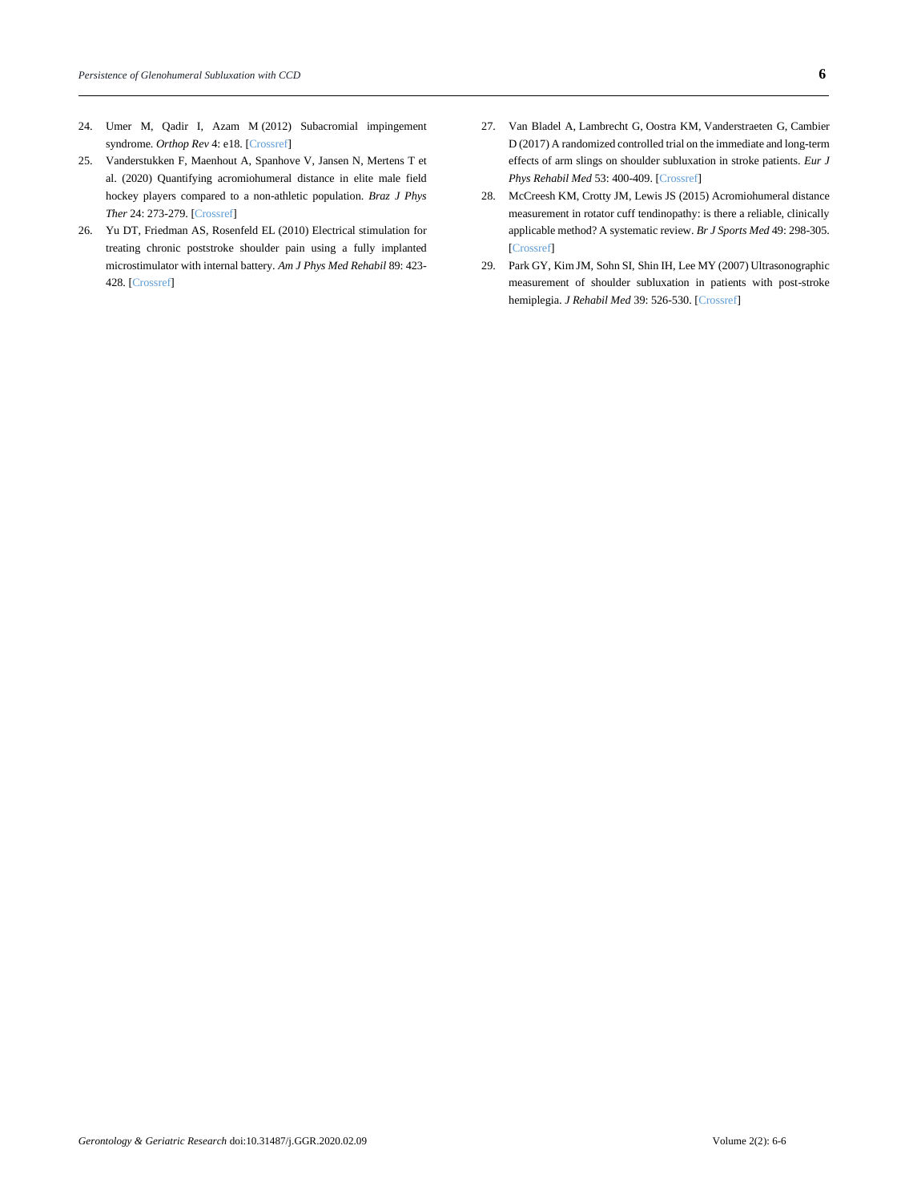24. Umer M, Qadir I, Azam M (2012) Subacromial impingement syndrome. *Orthop Rev* 4: e18. [Crossref]
25. Vanderstukken F, Maenhout A, Spanhove V, Jansen N, Mertens T et al. (2020) Quantifying acromiohumeral distance in elite male field hockey players compared to a non-athletic population. *Braz J Phys Ther* 24: 273-279. [Crossref]
26. Yu DT, Friedman AS, Rosenfeld EL (2010) Electrical stimulation for treating chronic poststroke shoulder pain using a fully implanted microstimulator with internal battery. *Am J Phys Med Rehabil* 89: 423-428. [Crossref]
27. Van Bladel A, Lambrecht G, Oostra KM, Vanderstraeten G, Cambier D (2017) A randomized controlled trial on the immediate and long-term effects of arm slings on shoulder subluxation in stroke patients. *Eur J Phys Rehabil Med* 53: 400-409. [Crossref]
28. McCreesh KM, Crotty JM, Lewis JS (2015) Acromiohumeral distance measurement in rotator cuff tendinopathy: is there a reliable, clinically applicable method? A systematic review. *Br J Sports Med* 49: 298-305. [Crossref]
29. Park GY, Kim JM, Sohn SI, Shin IH, Lee MY (2007) Ultrasonographic measurement of shoulder subluxation in patients with post-stroke hemiplegia. *J Rehabil Med* 39: 526-530. [Crossref]